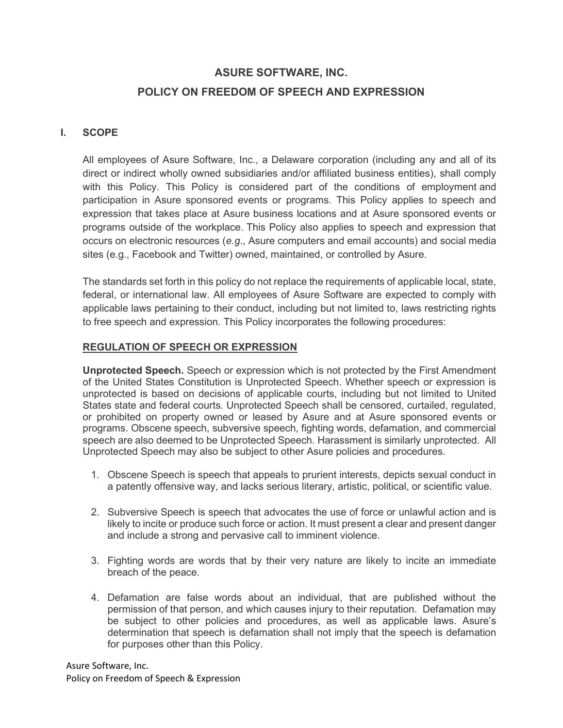# ASURE SOFTWARE, INC.
# POLICY ON FREEDOM OF SPEECH AND EXPRESSION

## I. SCOPE

All employees of Asure Software, Inc., a Delaware corporation (including any and all of its direct or indirect wholly owned subsidiaries and/or affiliated business entities), shall comply with this Policy. This Policy is considered part of the conditions of employment and participation in Asure sponsored events or programs. This Policy applies to speech and expression that takes place at Asure business locations and at Asure sponsored events or programs outside of the workplace. This Policy also applies to speech and expression that occurs on electronic resources (*e.g.*, Asure computers and email accounts) and social media sites (e.g., Facebook and Twitter) owned, maintained, or controlled by Asure.

The standards set forth in this policy do not replace the requirements of applicable local, state, federal, or international law. All employees of Asure Software are expected to comply with applicable laws pertaining to their conduct, including but not limited to, laws restricting rights to free speech and expression. This Policy incorporates the following procedures:

### REGULATION OF SPEECH OR EXPRESSION

**Unprotected Speech.** Speech or expression which is not protected by the First Amendment of the United States Constitution is Unprotected Speech. Whether speech or expression is unprotected is based on decisions of applicable courts, including but not limited to United States state and federal courts. Unprotected Speech shall be censored, curtailed, regulated, or prohibited on property owned or leased by Asure and at Asure sponsored events or programs. Obscene speech, subversive speech, fighting words, defamation, and commercial speech are also deemed to be Unprotected Speech. Harassment is similarly unprotected. All Unprotected Speech may also be subject to other Asure policies and procedures.

1. Obscene Speech is speech that appeals to prurient interests, depicts sexual conduct in a patently offensive way, and lacks serious literary, artistic, political, or scientific value.

2. Subversive Speech is speech that advocates the use of force or unlawful action and is likely to incite or produce such force or action. It must present a clear and present danger and include a strong and pervasive call to imminent violence.

3. Fighting words are words that by their very nature are likely to incite an immediate breach of the peace.

4. Defamation are false words about an individual, that are published without the permission of that person, and which causes injury to their reputation. Defamation may be subject to other policies and procedures, as well as applicable laws. Asure's determination that speech is defamation shall not imply that the speech is defamation for purposes other than this Policy.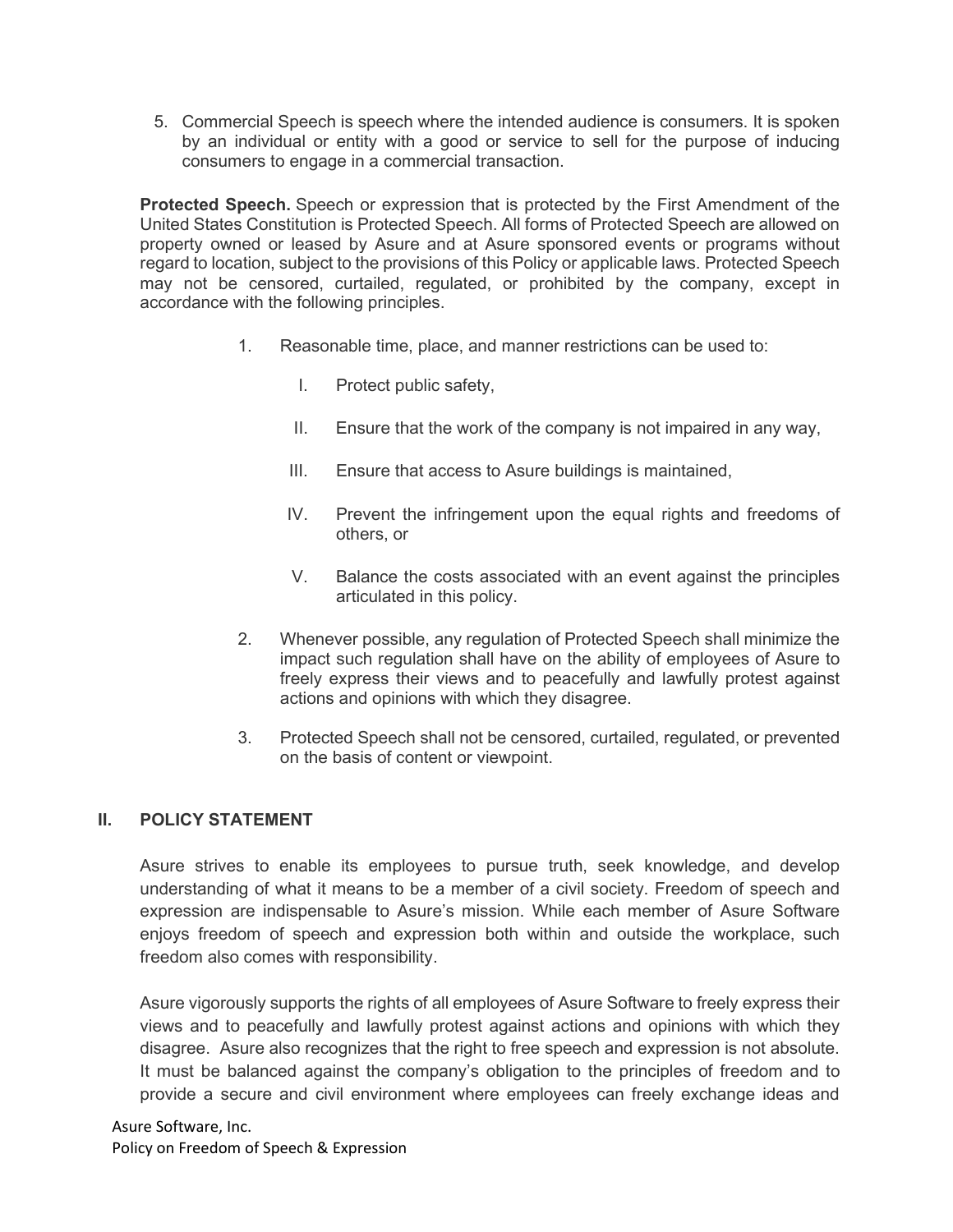5. Commercial Speech is speech where the intended audience is consumers. It is spoken by an individual or entity with a good or service to sell for the purpose of inducing consumers to engage in a commercial transaction.

**Protected Speech.** Speech or expression that is protected by the First Amendment of the United States Constitution is Protected Speech. All forms of Protected Speech are allowed on property owned or leased by Asure and at Asure sponsored events or programs without regard to location, subject to the provisions of this Policy or applicable laws. Protected Speech may not be censored, curtailed, regulated, or prohibited by the company, except in accordance with the following principles.

1. Reasonable time, place, and manner restrictions can be used to:
   - I. Protect public safety,
   - II. Ensure that the work of the company is not impaired in any way,
   - III. Ensure that access to Asure buildings is maintained,
   - IV. Prevent the infringement upon the equal rights and freedoms of others, or
   - V. Balance the costs associated with an event against the principles articulated in this policy.
2. Whenever possible, any regulation of Protected Speech shall minimize the impact such regulation shall have on the ability of employees of Asure to freely express their views and to peacefully and lawfully protest against actions and opinions with which they disagree.
3. Protected Speech shall not be censored, curtailed, regulated, or prevented on the basis of content or viewpoint.

## II. POLICY STATEMENT

Asure strives to enable its employees to pursue truth, seek knowledge, and develop understanding of what it means to be a member of a civil society. Freedom of speech and expression are indispensable to Asure's mission. While each member of Asure Software enjoys freedom of speech and expression both within and outside the workplace, such freedom also comes with responsibility.

Asure vigorously supports the rights of all employees of Asure Software to freely express their views and to peacefully and lawfully protest against actions and opinions with which they disagree. Asure also recognizes that the right to free speech and expression is not absolute. It must be balanced against the company's obligation to the principles of freedom and to provide a secure and civil environment where employees can freely exchange ideas and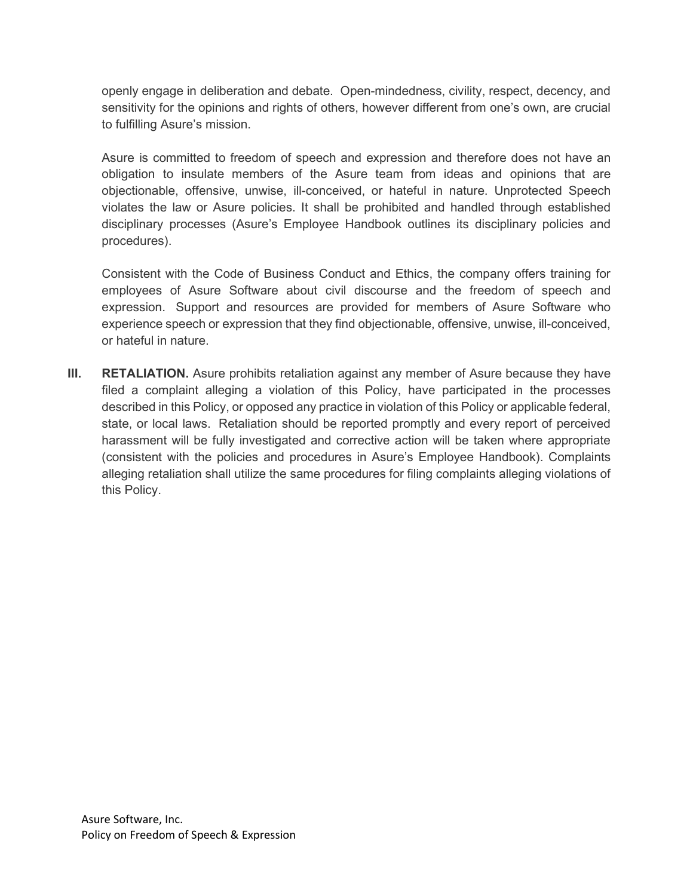openly engage in deliberation and debate. Open-mindedness, civility, respect, decency, and sensitivity for the opinions and rights of others, however different from one's own, are crucial to fulfilling Asure's mission.

Asure is committed to freedom of speech and expression and therefore does not have an obligation to insulate members of the Asure team from ideas and opinions that are objectionable, offensive, unwise, ill-conceived, or hateful in nature. Unprotected Speech violates the law or Asure policies. It shall be prohibited and handled through established disciplinary processes (Asure's Employee Handbook outlines its disciplinary policies and procedures).

Consistent with the Code of Business Conduct and Ethics, the company offers training for employees of Asure Software about civil discourse and the freedom of speech and expression. Support and resources are provided for members of Asure Software who experience speech or expression that they find objectionable, offensive, unwise, ill-conceived, or hateful in nature.

**III. RETALIATION.** Asure prohibits retaliation against any member of Asure because they have filed a complaint alleging a violation of this Policy, have participated in the processes described in this Policy, or opposed any practice in violation of this Policy or applicable federal, state, or local laws. Retaliation should be reported promptly and every report of perceived harassment will be fully investigated and corrective action will be taken where appropriate (consistent with the policies and procedures in Asure's Employee Handbook). Complaints alleging retaliation shall utilize the same procedures for filing complaints alleging violations of this Policy.